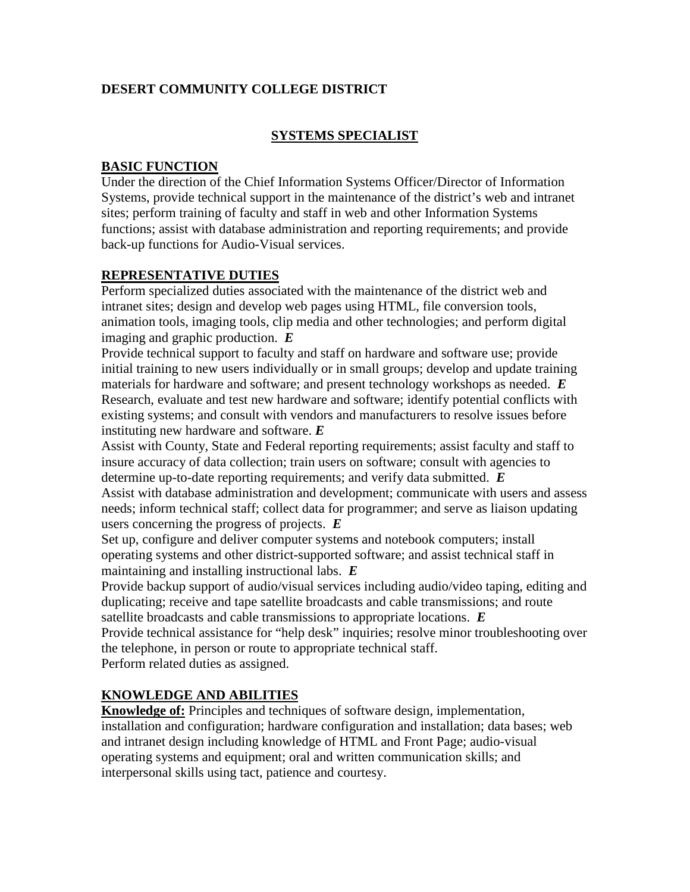**DESERT COMMUNITY COLLEGE DISTRICT**

# SYSTEMS SPECIALIST

## BASIC FUNCTION

Under the direction of the Chief Information Systems Officer/Director of Information Systems, provide technical support in the maintenance of the district's web and intranet sites; perform training of faculty and staff in web and other Information Systems functions; assist with database administration and reporting requirements; and provide back-up functions for Audio-Visual services.

## REPRESENTATIVE DUTIES

Perform specialized duties associated with the maintenance of the district web and intranet sites; design and develop web pages using HTML, file conversion tools, animation tools, imaging tools, clip media and other technologies; and perform digital imaging and graphic production. ***E***

Provide technical support to faculty and staff on hardware and software use; provide initial training to new users individually or in small groups; develop and update training materials for hardware and software; and present technology workshops as needed. ***E***

Research, evaluate and test new hardware and software; identify potential conflicts with existing systems; and consult with vendors and manufacturers to resolve issues before instituting new hardware and software. ***E***

Assist with County, State and Federal reporting requirements; assist faculty and staff to insure accuracy of data collection; train users on software; consult with agencies to determine up-to-date reporting requirements; and verify data submitted. ***E***

Assist with database administration and development; communicate with users and assess needs; inform technical staff; collect data for programmer; and serve as liaison updating users concerning the progress of projects. ***E***

Set up, configure and deliver computer systems and notebook computers; install operating systems and other district-supported software; and assist technical staff in maintaining and installing instructional labs. ***E***

Provide backup support of audio/visual services including audio/video taping, editing and duplicating; receive and tape satellite broadcasts and cable transmissions; and route satellite broadcasts and cable transmissions to appropriate locations. ***E***

Provide technical assistance for "help desk" inquiries; resolve minor troubleshooting over the telephone, in person or route to appropriate technical staff.

Perform related duties as assigned.

## KNOWLEDGE AND ABILITIES

**Knowledge of:** Principles and techniques of software design, implementation, installation and configuration; hardware configuration and installation; data bases; web and intranet design including knowledge of HTML and Front Page; audio-visual operating systems and equipment; oral and written communication skills; and interpersonal skills using tact, patience and courtesy.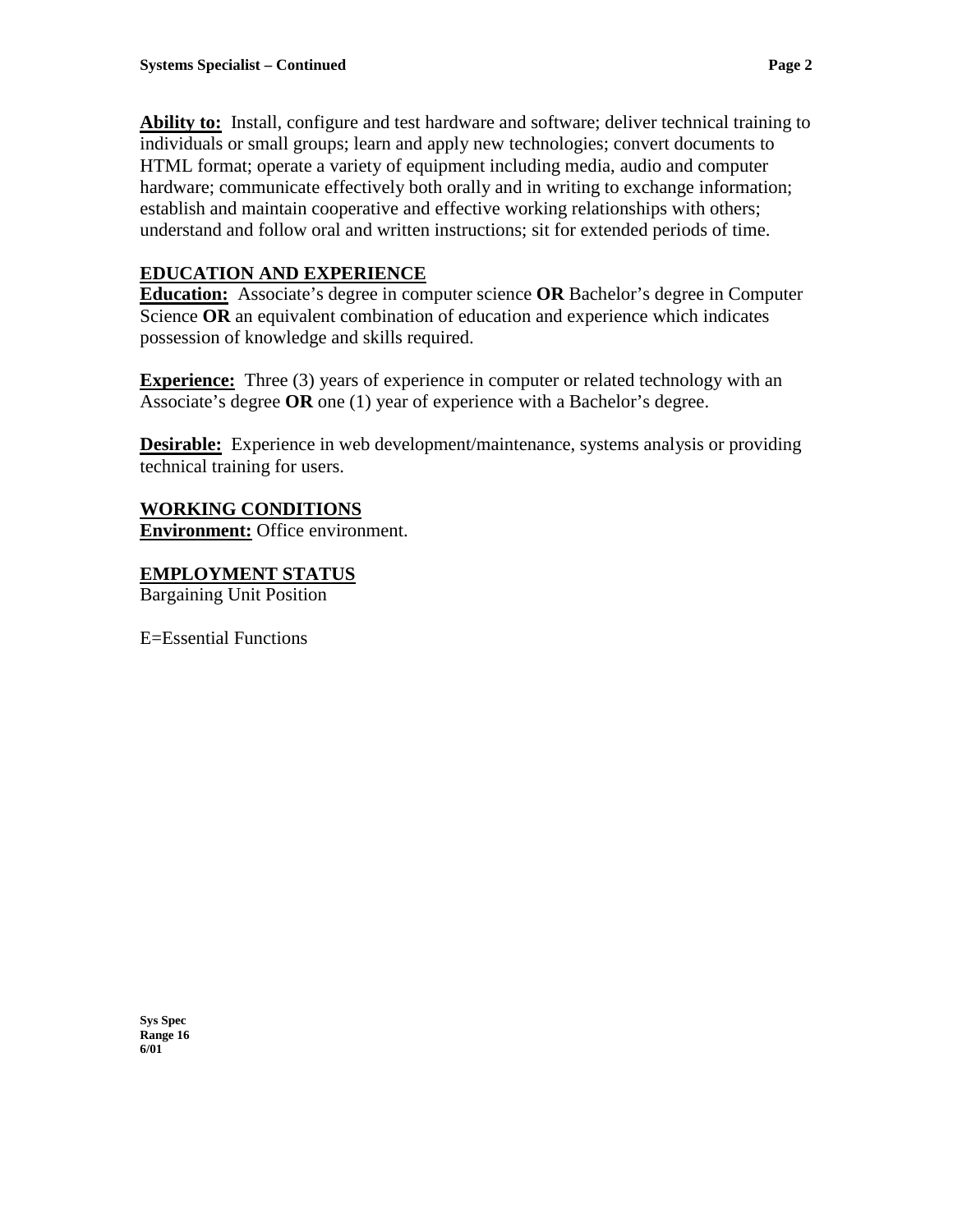**Ability to:** Install, configure and test hardware and software; deliver technical training to individuals or small groups; learn and apply new technologies; convert documents to HTML format; operate a variety of equipment including media, audio and computer hardware; communicate effectively both orally and in writing to exchange information; establish and maintain cooperative and effective working relationships with others; understand and follow oral and written instructions; sit for extended periods of time.

## EDUCATION AND EXPERIENCE

**Education:** Associate's degree in computer science **OR** Bachelor's degree in Computer Science **OR** an equivalent combination of education and experience which indicates possession of knowledge and skills required.

**Experience:** Three (3) years of experience in computer or related technology with an Associate's degree **OR** one (1) year of experience with a Bachelor's degree.

**Desirable:** Experience in web development/maintenance, systems analysis or providing technical training for users.

## WORKING CONDITIONS

**Environment:** Office environment.

## EMPLOYMENT STATUS

Bargaining Unit Position

E=Essential Functions

**Sys Spec**
**Range 16**
**6/01**